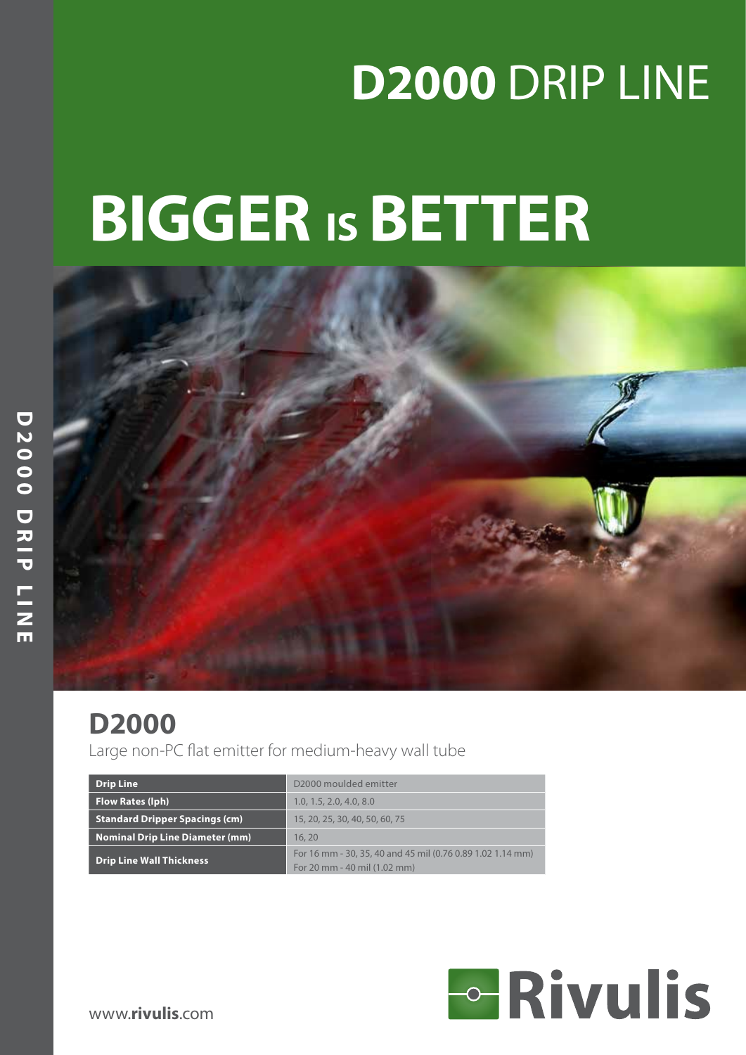# D2000 DRIP LINE

# BIGGER IS BETTER

## D2000

Large non-PC flat emitter for medium-heavy wall tube

| Drip Line | D2000 moulded emitter |
|---|---|
| Flow Rates (lph) | 1.0, 1.5, 2.0, 4.0, 8.0 |
| Standard Dripper Spacings (cm) | 15, 20, 25, 30, 40, 50, 60, 75 |
| Nominal Drip Line Diameter (mm) | 16, 20 |
| Drip Line Wall Thickness | For 16 mm - 30, 35, 40 and 45 mil (0.76 0.89 1.02 1.14 mm)<br>For 20 mm - 40 mil (1.02 mm) |

www.**rivulis**.com

Rivulis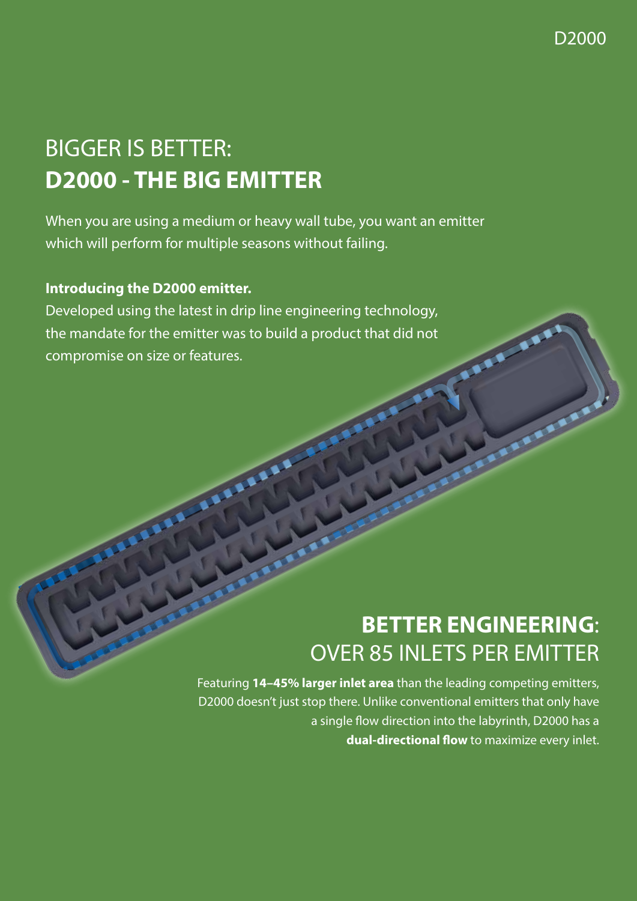# BIGGER IS BETTER: **D2000 - THE BIG EMITTER**

When you are using a medium or heavy wall tube, you want an emitter which will perform for multiple seasons without failing.

**Introducing the D2000 emitter.**

Developed using the latest in drip line engineering technology, the mandate for the emitter was to build a product that did not compromise on size or features.

## **BETTER ENGINEERING**: OVER 85 INLETS PER EMITTER

Featuring **14–45% larger inlet area** than the leading competing emitters, D2000 doesn't just stop there. Unlike conventional emitters that only have a single flow direction into the labyrinth, D2000 has a **dual-directional flow** to maximize every inlet.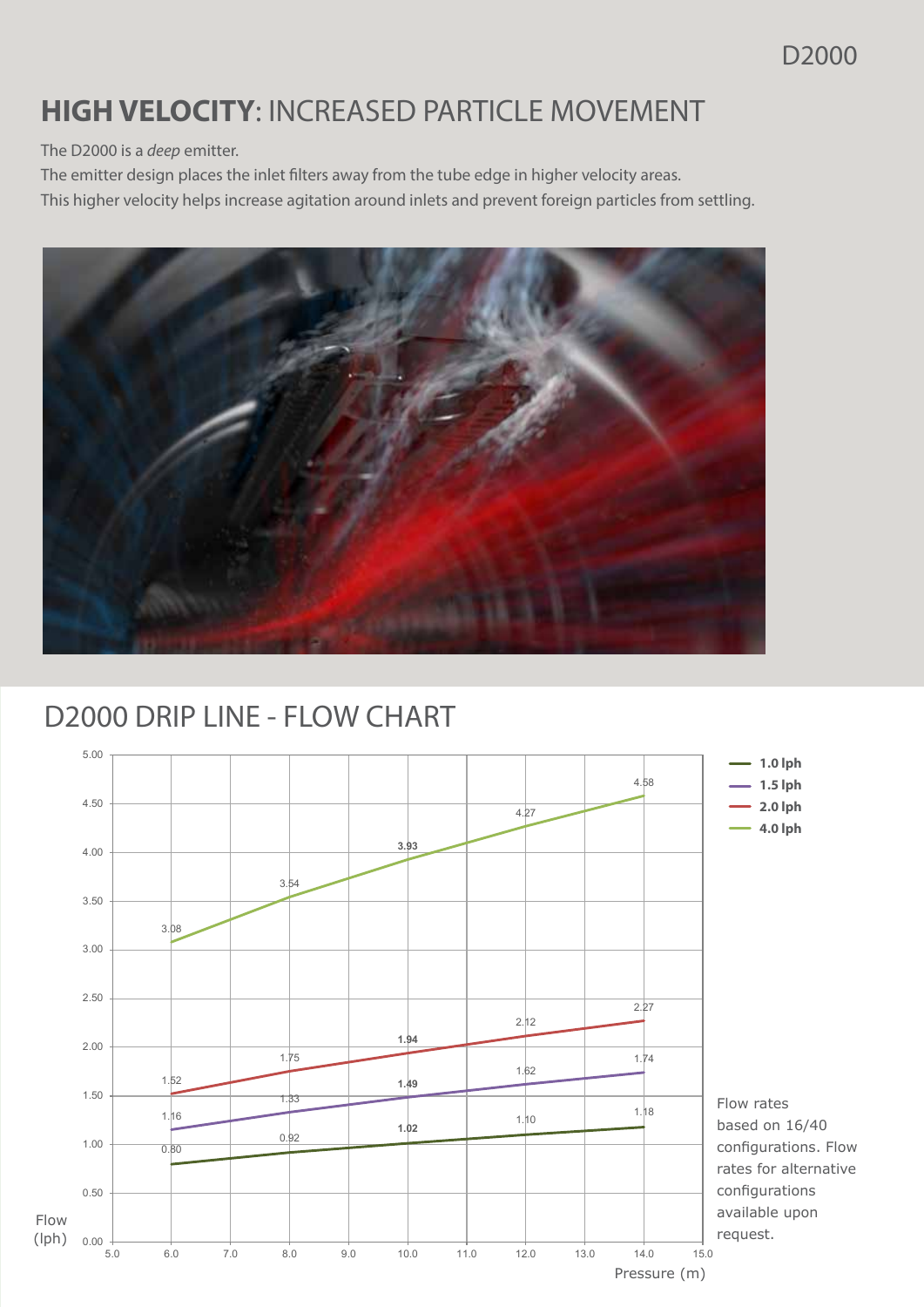D2000

# HIGH VELOCITY: INCREASED PARTICLE MOVEMENT

The D2000 is a *deep* emitter.
The emitter design places the inlet filters away from the tube edge in higher velocity areas.
This higher velocity helps increase agitation around inlets and prevent foreign particles from settling.

## D2000 DRIP LINE - FLOW CHART

| Pressure (m) | 1.0 lph | 1.5 lph | 2.0 lph | 4.0 lph |
|---|---|---|---|---|
| 6.0 | 0.80 | 1.16 | 1.52 | 3.08 |
| 8.0 | 0.92 | 1.33 | 1.75 | 3.54 |
| 10.0 | 1.02 | 1.49 | 1.94 | 3.93 |
| 12.0 | 1.10 | 1.62 | 2.12 | 4.27 |
| 14.0 | 1.18 | 1.74 | 2.27 | 4.58 |

Flow (lph) vs. Pressure (m)

Flow rates based on 16/40 configurations. Flow rates for alternative configurations available upon request.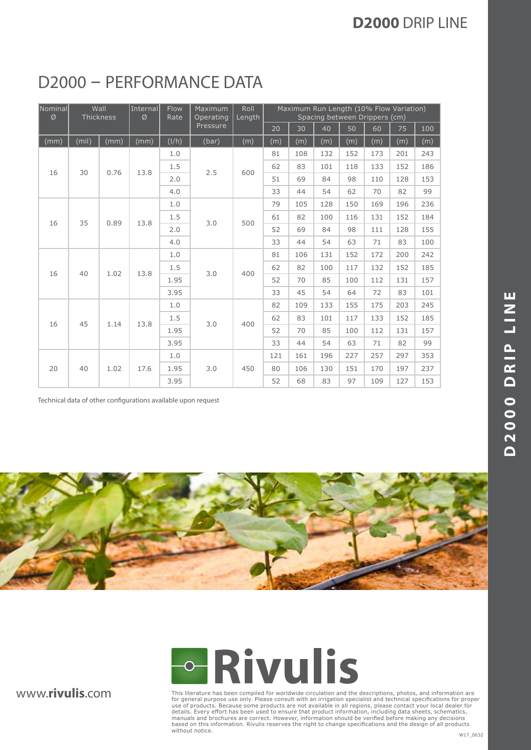# D2000 – PERFORMANCE DATA

| Nominal Ø | Wall Thickness | | Internal Ø | Flow Rate | Maximum Operating Pressure | Roll Length | Maximum Run Length (10% Flow Variation) Spacing between Drippers (cm) | | | | | | |
|---|---|---|---|---|---|---|---|---|---|---|---|---|---|
| | | | | | | | 20 | 30 | 40 | 50 | 60 | 75 | 100 |
| (mm) | (mil) | (mm) | (mm) | (l/h) | (bar) | (m) | (m) | (m) | (m) | (m) | (m) | (m) | (m) |
| 16 | 30 | 0.76 | 13.8 | 1.0 | 2.5 | 600 | 81 | 108 | 132 | 152 | 173 | 201 | 243 |
| | | | | 1.5 | | | 62 | 83 | 101 | 118 | 133 | 152 | 186 |
| | | | | 2.0 | | | 51 | 69 | 84 | 98 | 110 | 128 | 153 |
| | | | | 4.0 | | | 33 | 44 | 54 | 62 | 70 | 82 | 99 |
| 16 | 35 | 0.89 | 13.8 | 1.0 | 3.0 | 500 | 79 | 105 | 128 | 150 | 169 | 196 | 236 |
| | | | | 1.5 | | | 61 | 82 | 100 | 116 | 131 | 152 | 184 |
| | | | | 2.0 | | | 52 | 69 | 84 | 98 | 111 | 128 | 155 |
| | | | | 4.0 | | | 33 | 44 | 54 | 63 | 71 | 83 | 100 |
| 16 | 40 | 1.02 | 13.8 | 1.0 | 3.0 | 400 | 81 | 106 | 131 | 152 | 172 | 200 | 242 |
| | | | | 1.5 | | | 62 | 82 | 100 | 117 | 132 | 152 | 185 |
| | | | | 1.95 | | | 52 | 70 | 85 | 100 | 112 | 131 | 157 |
| | | | | 3.95 | | | 33 | 45 | 54 | 64 | 72 | 83 | 101 |
| 16 | 45 | 1.14 | 13.8 | 1.0 | 3.0 | 400 | 82 | 109 | 133 | 155 | 175 | 203 | 245 |
| | | | | 1.5 | | | 62 | 83 | 101 | 117 | 133 | 152 | 185 |
| | | | | 1.95 | | | 52 | 70 | 85 | 100 | 112 | 131 | 157 |
| | | | | 3.95 | | | 33 | 44 | 54 | 63 | 71 | 82 | 99 |
| 20 | 40 | 1.02 | 17.6 | 1.0 | 3.0 | 450 | 121 | 161 | 196 | 227 | 257 | 297 | 353 |
| | | | | 1.95 | | | 80 | 106 | 130 | 151 | 170 | 197 | 237 |
| | | | | 3.95 | | | 52 | 68 | 83 | 97 | 109 | 127 | 153 |

Technical data of other configurations available upon request

Rivulis

www.**rivulis**.com

This literature has been compiled for worldwide circulation and the descriptions, photos, and information are for general purpose use only. Please consult with an irrigation specialist and technical specifications for proper use of products. Because some products are not available in all regions, please contact your local dealer for details. Every effort has been used to ensure that product information, including data sheets, schematics, manuals and brochures are correct. However, information should be verified before making any decisions based on this information. Rivulis reserves the right to change specifications and the design of all products without notice.

W17_0632